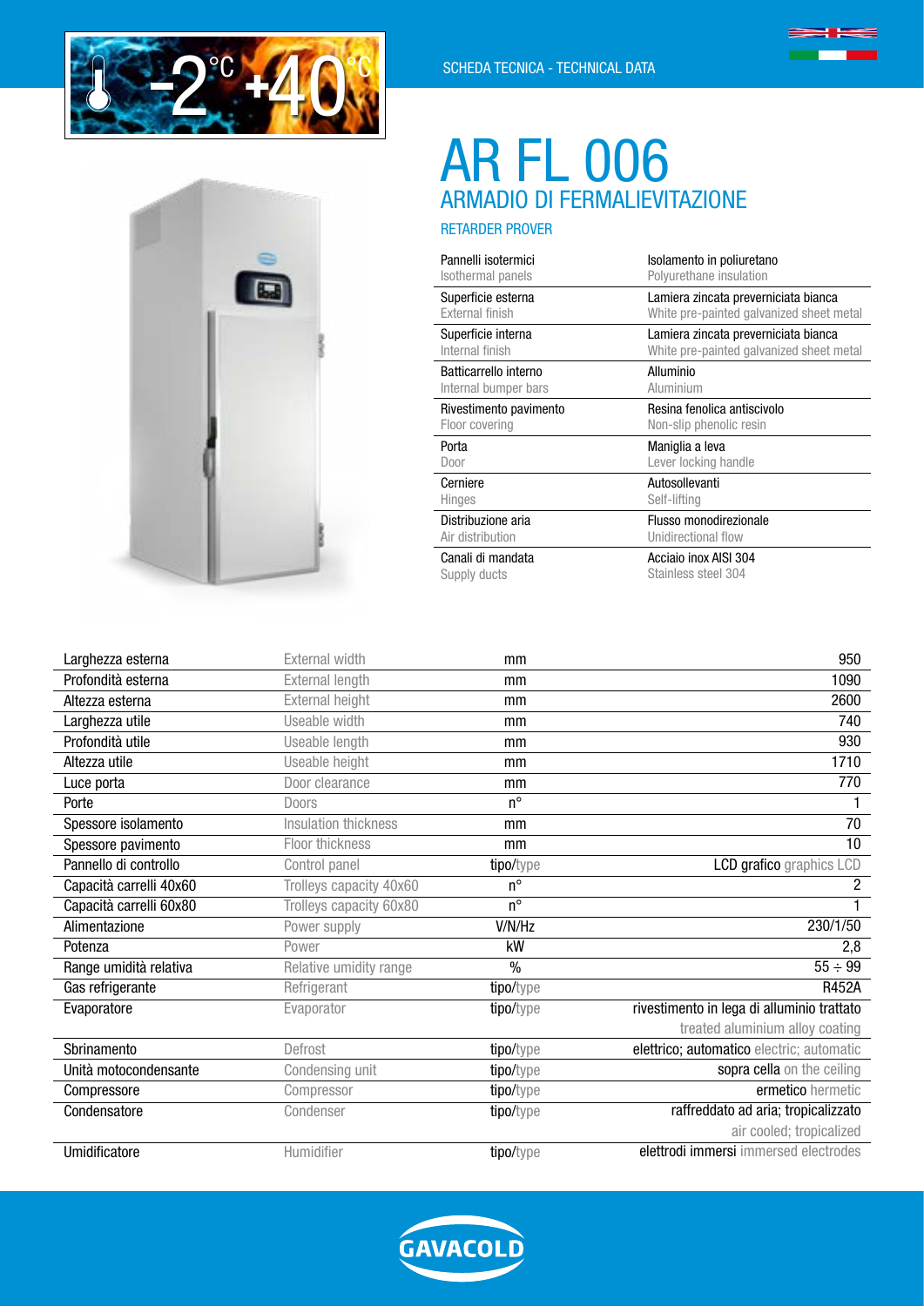-2°C +40°C

SCHEDA TECNICA - TECHNICAL DATA

# AR FL 006

## ARMADIO DI FERMALIEVITAZIONE

RETARDER PROVER

| | |
|---|---|
| Pannelli isotermici<br>Isothermal panels | Isolamento in poliuretano<br>Polyurethane insulation |
| Superficie esterna<br>External finish | Lamiera zincata preverniciata bianca<br>White pre-painted galvanized sheet metal |
| Superficie interna<br>Internal finish | Lamiera zincata preverniciata bianca<br>White pre-painted galvanized sheet metal |
| Batticarrello interno<br>Internal bumper bars | Alluminio<br>Aluminium |
| Rivestimento pavimento<br>Floor covering | Resina fenolica antiscivolo<br>Non-slip phenolic resin |
| Porta<br>Door | Maniglia a leva<br>Lever locking handle |
| Cerniere<br>Hinges | Autosollevanti<br>Self-lifting |
| Distribuzione aria<br>Air distribution | Flusso monodirezionale<br>Unidirectional flow |
| Canali di mandata<br>Supply ducts | Acciaio inox AISI 304<br>Stainless steel 304 |

| | | | |
|---|---|---|---|
| Larghezza esterna | External width | mm | 950 |
| Profondità esterna | External length | mm | 1090 |
| Altezza esterna | External height | mm | 2600 |
| Larghezza utile | Useable width | mm | 740 |
| Profondità utile | Useable length | mm | 930 |
| Altezza utile | Useable height | mm | 1710 |
| Luce porta | Door clearance | mm | 770 |
| Porte | Doors | n° | 1 |
| Spessore isolamento | Insulation thickness | mm | 70 |
| Spessore pavimento | Floor thickness | mm | 10 |
| Pannello di controllo | Control panel | tipo/type | LCD grafico graphics LCD |
| Capacità carrelli 40x60 | Trolleys capacity 40x60 | n° | 2 |
| Capacità carrelli 60x80 | Trolleys capacity 60x80 | n° | 1 |
| Alimentazione | Power supply | V/N/Hz | 230/1/50 |
| Potenza | Power | kW | 2,8 |
| Range umidità relativa | Relative umidity range | % | 55 ÷ 99 |
| Gas refrigerante | Refrigerant | tipo/type | R452A |
| Evaporatore | Evaporator | tipo/type | rivestimento in lega di alluminio trattato<br>treated aluminium alloy coating |
| Sbrinamento | Defrost | tipo/type | elettrico; automatico electric; automatic |
| Unità motocondensante | Condensing unit | tipo/type | sopra cella on the ceiling |
| Compressore | Compressor | tipo/type | ermetico hermetic |
| Condensatore | Condenser | tipo/type | raffreddato ad aria; tropicalizzato<br>air cooled; tropicalized |
| Umidificatore | Humidifier | tipo/type | elettrodi immersi immersed electrodes |

GAVACOLD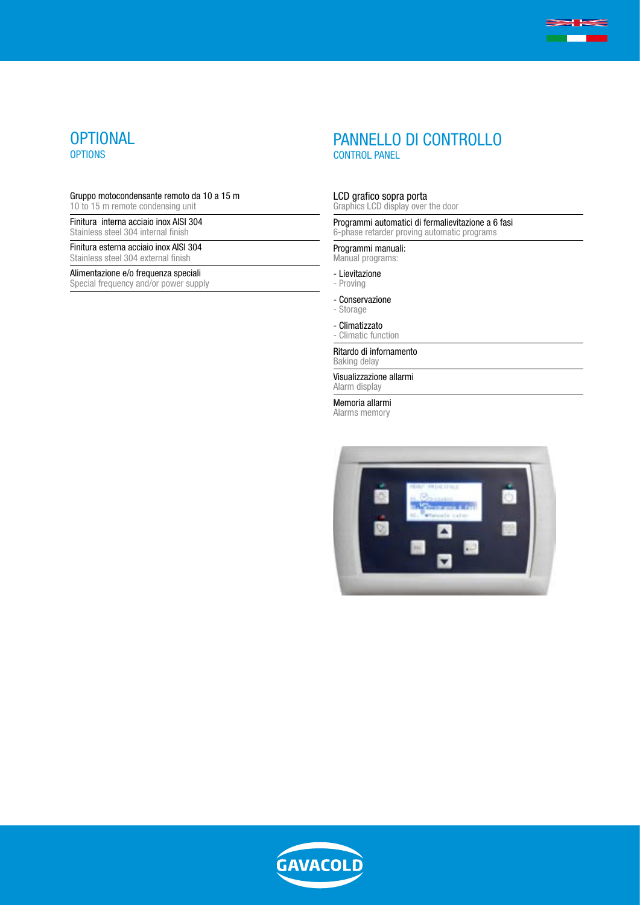## OPTIONAL

### OPTIONS

Gruppo motocondensante remoto da 10 a 15 m
10 to 15 m remote condensing unit

Finitura interna acciaio inox AISI 304
Stainless steel 304 internal finish

Finitura esterna acciaio inox AISI 304
Stainless steel 304 external finish

Alimentazione e/o frequenza speciali
Special frequency and/or power supply

## PANNELLO DI CONTROLLO

### CONTROL PANEL

LCD grafico sopra porta
Graphics LCD display over the door

Programmi automatici di fermalievitazione a 6 fasi
6-phase retarder proving automatic programs

Programmi manuali:
Manual programs:

- Lievitazione
- Proving

- Conservazione
- Storage

- Climatizzato
- Climatic function

Ritardo di infornamento
Baking delay

Visualizzazione allarmi
Alarm display

Memoria allarmi
Alarms memory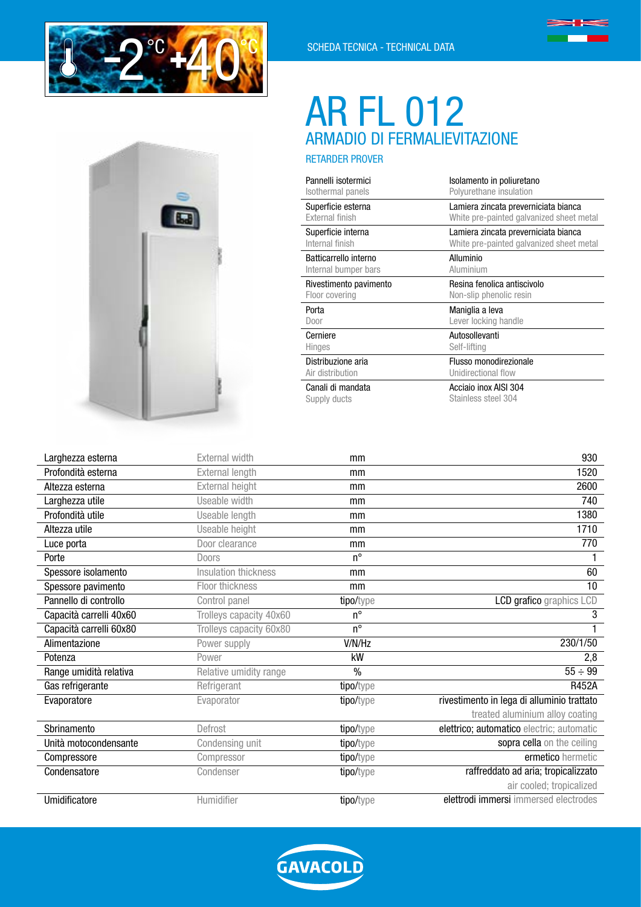-2°C +40°C

SCHEDA TECNICA - TECHNICAL DATA

# AR FL 012

## ARMADIO DI FERMALIEVITAZIONE

RETARDER PROVER

| | |
|---|---|
| Pannelli isotermici<br>Isothermal panels | Isolamento in poliuretano<br>Polyurethane insulation |
| Superficie esterna<br>External finish | Lamiera zincata preverniciata bianca<br>White pre-painted galvanized sheet metal |
| Superficie interna<br>Internal finish | Lamiera zincata preverniciata bianca<br>White pre-painted galvanized sheet metal |
| Batticarrello interno<br>Internal bumper bars | Alluminio<br>Aluminium |
| Rivestimento pavimento<br>Floor covering | Resina fenolica antiscivolo<br>Non-slip phenolic resin |
| Porta<br>Door | Maniglia a leva<br>Lever locking handle |
| Cerniere<br>Hinges | Autosollevanti<br>Self-lifting |
| Distribuzione aria<br>Air distribution | Flusso monodirezionale<br>Unidirectional flow |
| Canali di mandata<br>Supply ducts | Acciaio inox AISI 304<br>Stainless steel 304 |

| | | | |
|---|---|---|---|
| Larghezza esterna | External width | mm | 930 |
| Profondità esterna | External length | mm | 1520 |
| Altezza esterna | External height | mm | 2600 |
| Larghezza utile | Useable width | mm | 740 |
| Profondità utile | Useable length | mm | 1380 |
| Altezza utile | Useable height | mm | 1710 |
| Luce porta | Door clearance | mm | 770 |
| Porte | Doors | n° | 1 |
| Spessore isolamento | Insulation thickness | mm | 60 |
| Spessore pavimento | Floor thickness | mm | 10 |
| Pannello di controllo | Control panel | tipo/type | LCD grafico graphics LCD |
| Capacità carrelli 40x60 | Trolleys capacity 40x60 | n° | 3 |
| Capacità carrelli 60x80 | Trolleys capacity 60x80 | n° | 1 |
| Alimentazione | Power supply | V/N/Hz | 230/1/50 |
| Potenza | Power | kW | 2,8 |
| Range umidità relativa | Relative umidity range | % | 55 ÷ 99 |
| Gas refrigerante | Refrigerant | tipo/type | R452A |
| Evaporatore | Evaporator | tipo/type | rivestimento in lega di alluminio trattato<br>treated aluminium alloy coating |
| Sbrinamento | Defrost | tipo/type | elettrico; automatico electric; automatic |
| Unità motocondensante | Condensing unit | tipo/type | sopra cella on the ceiling |
| Compressore | Compressor | tipo/type | ermetico hermetic |
| Condensatore | Condenser | tipo/type | raffreddato ad aria; tropicalizzato<br>air cooled; tropicalized |
| Umidificatore | Humidifier | tipo/type | elettrodi immersi immersed electrodes |

GAVACOLD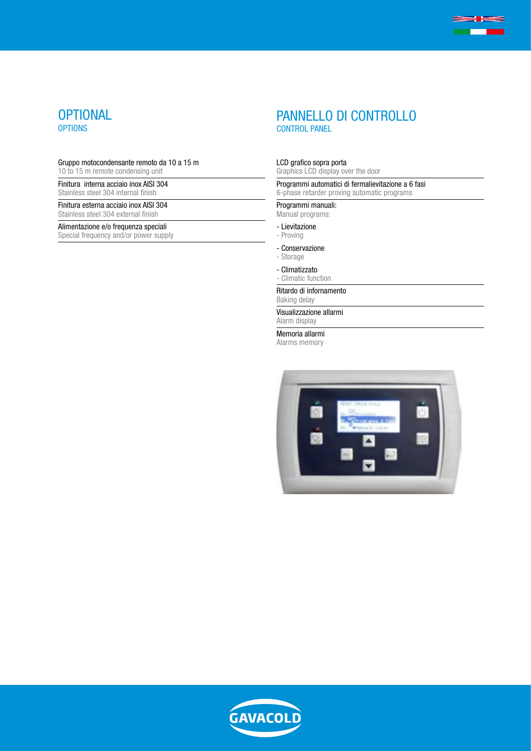## OPTIONAL
### OPTIONS

Gruppo motocondensante remoto da 10 a 15 m
10 to 15 m remote condensing unit

Finitura interna acciaio inox AISI 304
Stainless steel 304 internal finish

Finitura esterna acciaio inox AISI 304
Stainless steel 304 external finish

Alimentazione e/o frequenza speciali
Special frequency and/or power supply

## PANNELLO DI CONTROLLO
### CONTROL PANEL

LCD grafico sopra porta
Graphics LCD display over the door

Programmi automatici di fermalievitazione a 6 fasi
6-phase retarder proving automatic programs

Programmi manuali:
Manual programs:

- Lievitazione
- Proving

- Conservazione
- Storage

- Climatizzato
- Climatic function

Ritardo di infornamento
Baking delay

Visualizzazione allarmi
Alarm display

Memoria allarmi
Alarms memory

GAVACOLD